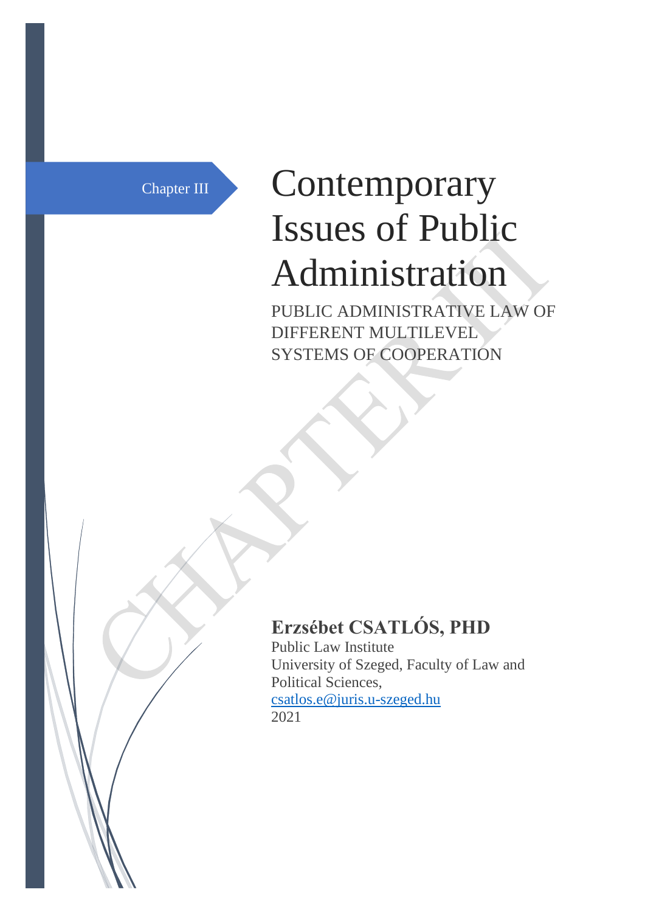Chapter III

# Contemporary Issues of Public Administration

PUBLIC ADMINISTRATIVE LAW OF DIFFERENT MULTILEVEL SYSTEMS OF COOPERATION

**Erzsébet CSATLÓS, PHD**

Public Law Institute

University of Szeged, Faculty of Law and Political Sciences,

csatlos.e@juris.u-szeged.hu

2021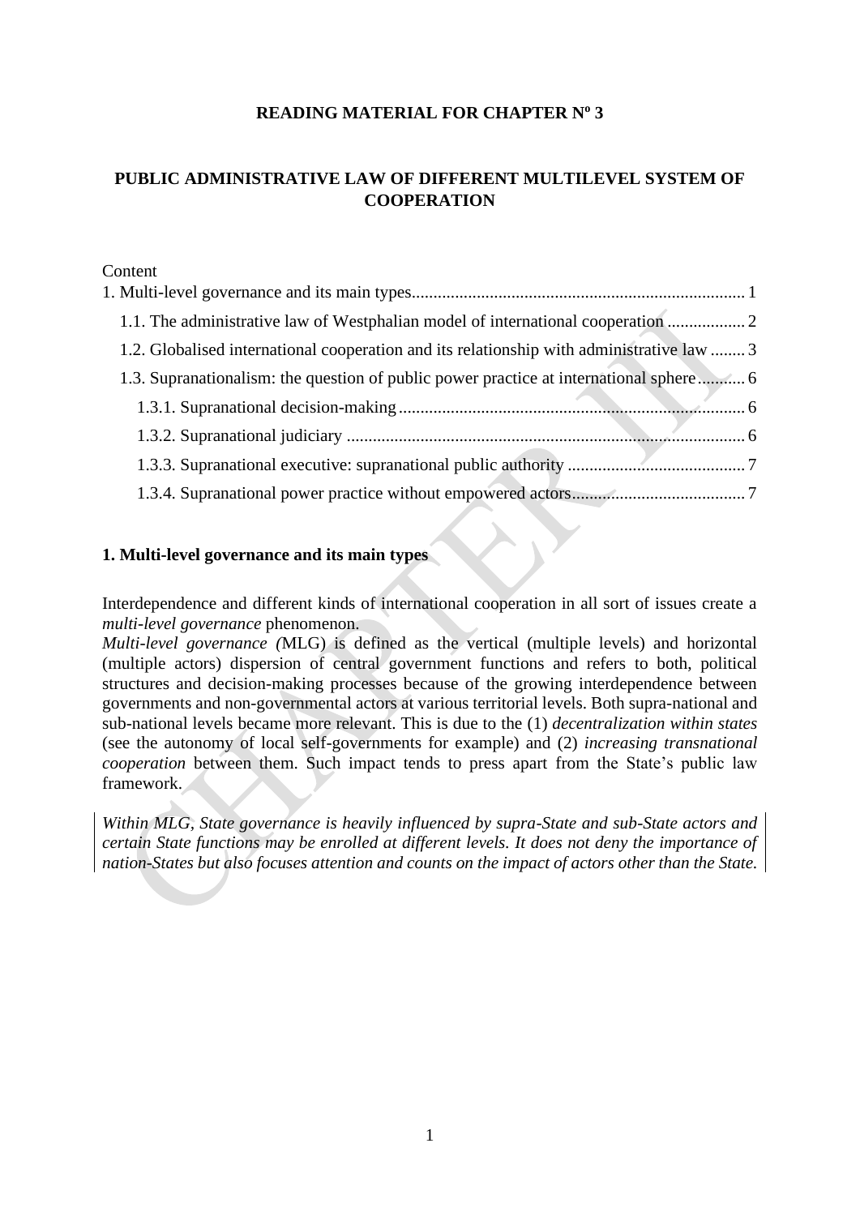**READING MATERIAL FOR CHAPTER Nº 3**

# PUBLIC ADMINISTRATIVE LAW OF DIFFERENT MULTILEVEL SYSTEM OF COOPERATION

Content

1. Multi-level governance and its main types ........ 1
   - 1.1. The administrative law of Westphalian model of international cooperation ........ 2
   - 1.2. Globalised international cooperation and its relationship with administrative law ........ 3
   - 1.3. Supranationalism: the question of public power practice at international sphere ........ 6
     - 1.3.1. Supranational decision-making ........ 6
     - 1.3.2. Supranational judiciary ........ 6
     - 1.3.3. Supranational executive: supranational public authority ........ 7
     - 1.3.4. Supranational power practice without empowered actors ........ 7

## 1. Multi-level governance and its main types

Interdependence and different kinds of international cooperation in all sort of issues create a *multi-level governance* phenomenon.

*Multi-level governance (*MLG) is defined as the vertical (multiple levels) and horizontal (multiple actors) dispersion of central government functions and refers to both, political structures and decision-making processes because of the growing interdependence between governments and non-governmental actors at various territorial levels. Both supra-national and sub-national levels became more relevant. This is due to the (1) *decentralization within states* (see the autonomy of local self-governments for example) and (2) *increasing transnational cooperation* between them. Such impact tends to press apart from the State's public law framework.

*Within MLG, State governance is heavily influenced by supra-State and sub-State actors and certain State functions may be enrolled at different levels. It does not deny the importance of nation-States but also focuses attention and counts on the impact of actors other than the State.*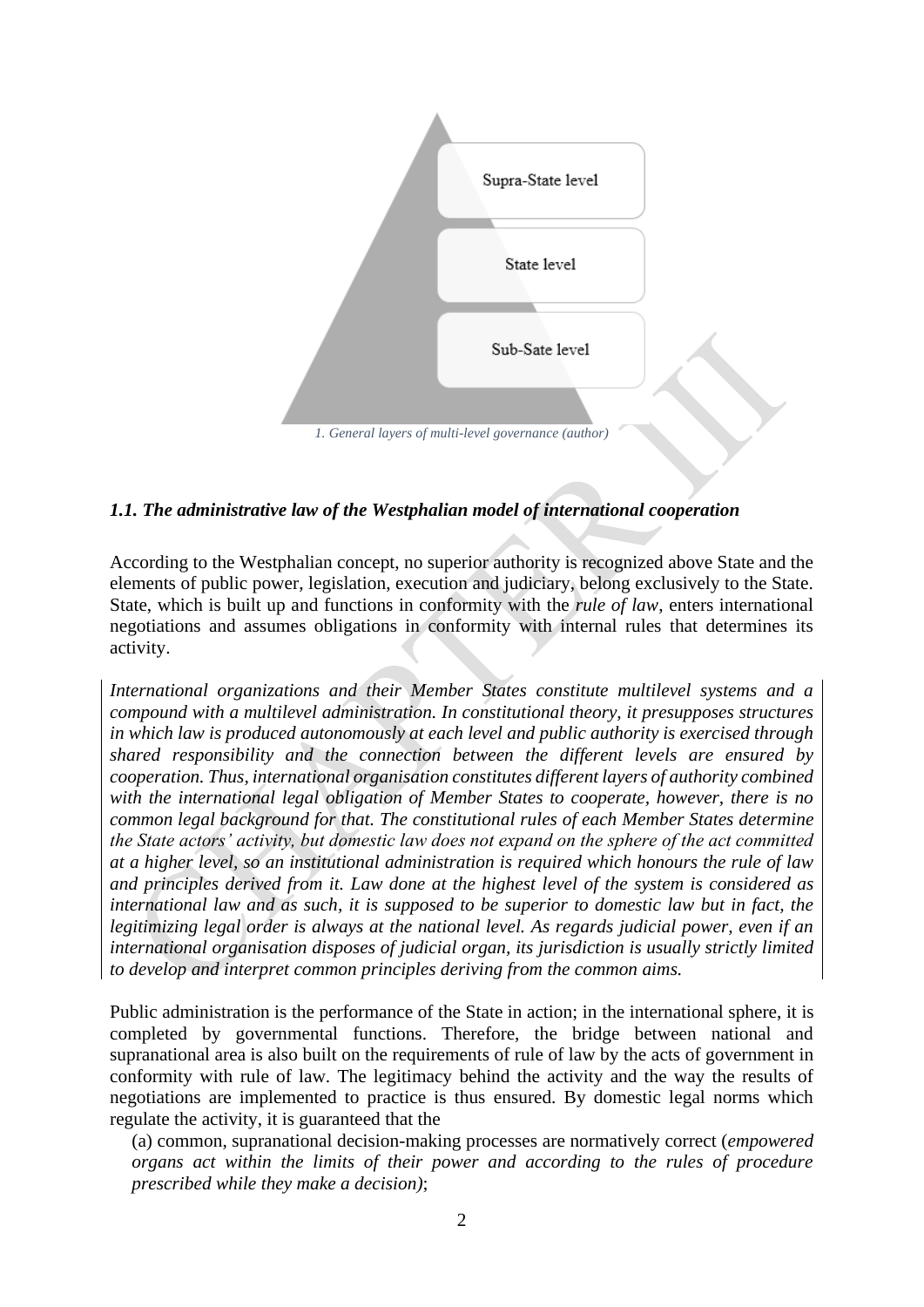Supra-State level

State level

Sub-Sate level

*1. General layers of multi-level governance (author)*

### *1.1. The administrative law of the Westphalian model of international cooperation*

According to the Westphalian concept, no superior authority is recognized above State and the elements of public power, legislation, execution and judiciary, belong exclusively to the State. State, which is built up and functions in conformity with the *rule of law*, enters international negotiations and assumes obligations in conformity with internal rules that determines its activity.

*International organizations and their Member States constitute multilevel systems and a compound with a multilevel administration. In constitutional theory, it presupposes structures in which law is produced autonomously at each level and public authority is exercised through shared responsibility and the connection between the different levels are ensured by cooperation. Thus, international organisation constitutes different layers of authority combined with the international legal obligation of Member States to cooperate, however, there is no common legal background for that. The constitutional rules of each Member States determine the State actors' activity, but domestic law does not expand on the sphere of the act committed at a higher level, so an institutional administration is required which honours the rule of law and principles derived from it. Law done at the highest level of the system is considered as international law and as such, it is supposed to be superior to domestic law but in fact, the legitimizing legal order is always at the national level. As regards judicial power, even if an international organisation disposes of judicial organ, its jurisdiction is usually strictly limited to develop and interpret common principles deriving from the common aims.*

Public administration is the performance of the State in action; in the international sphere, it is completed by governmental functions. Therefore, the bridge between national and supranational area is also built on the requirements of rule of law by the acts of government in conformity with rule of law. The legitimacy behind the activity and the way the results of negotiations are implemented to practice is thus ensured. By domestic legal norms which regulate the activity, it is guaranteed that the

(a) common, supranational decision-making processes are normatively correct (*empowered organs act within the limits of their power and according to the rules of procedure prescribed while they make a decision)*;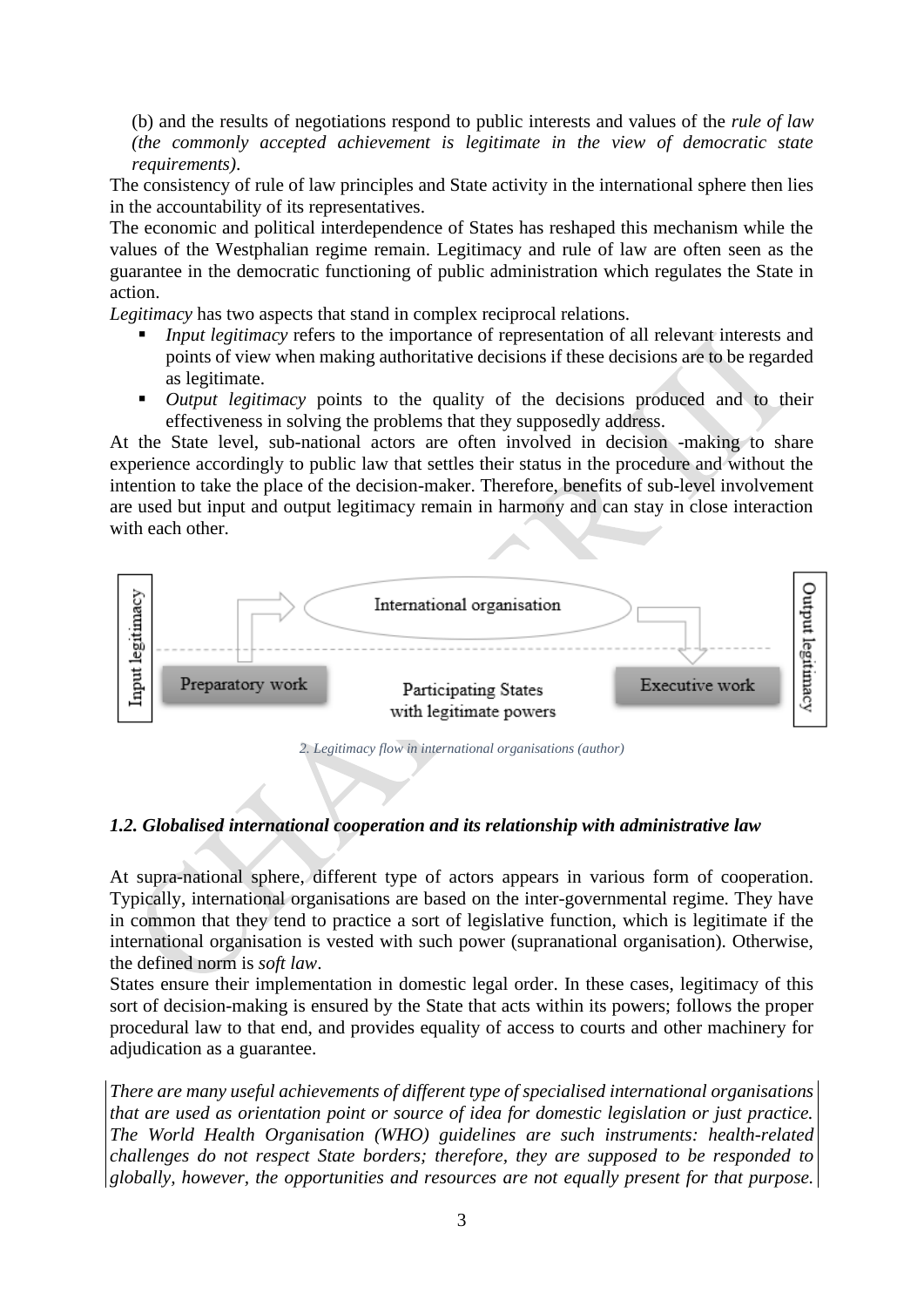(b) and the results of negotiations respond to public interests and values of the *rule of law (the commonly accepted achievement is legitimate in the view of democratic state requirements)*.

The consistency of rule of law principles and State activity in the international sphere then lies in the accountability of its representatives.

The economic and political interdependence of States has reshaped this mechanism while the values of the Westphalian regime remain. Legitimacy and rule of law are often seen as the guarantee in the democratic functioning of public administration which regulates the State in action.

*Legitimacy* has two aspects that stand in complex reciprocal relations.

- *Input legitimacy* refers to the importance of representation of all relevant interests and points of view when making authoritative decisions if these decisions are to be regarded as legitimate.
- *Output legitimacy* points to the quality of the decisions produced and to their effectiveness in solving the problems that they supposedly address.

At the State level, sub-national actors are often involved in decision -making to share experience accordingly to public law that settles their status in the procedure and without the intention to take the place of the decision-maker. Therefore, benefits of sub-level involvement are used but input and output legitimacy remain in harmony and can stay in close interaction with each other.

Input legitimacy | International organisation | Preparatory work | Participating States with legitimate powers | Executive work | Output legitimacy

*2. Legitimacy flow in international organisations (author)*

### *1.2. Globalised international cooperation and its relationship with administrative law*

At supra-national sphere, different type of actors appears in various form of cooperation. Typically, international organisations are based on the inter-governmental regime. They have in common that they tend to practice a sort of legislative function, which is legitimate if the international organisation is vested with such power (supranational organisation). Otherwise, the defined norm is *soft law*.

States ensure their implementation in domestic legal order. In these cases, legitimacy of this sort of decision-making is ensured by the State that acts within its powers; follows the proper procedural law to that end, and provides equality of access to courts and other machinery for adjudication as a guarantee.

*There are many useful achievements of different type of specialised international organisations that are used as orientation point or source of idea for domestic legislation or just practice. The World Health Organisation (WHO) guidelines are such instruments: health-related challenges do not respect State borders; therefore, they are supposed to be responded to globally, however, the opportunities and resources are not equally present for that purpose.*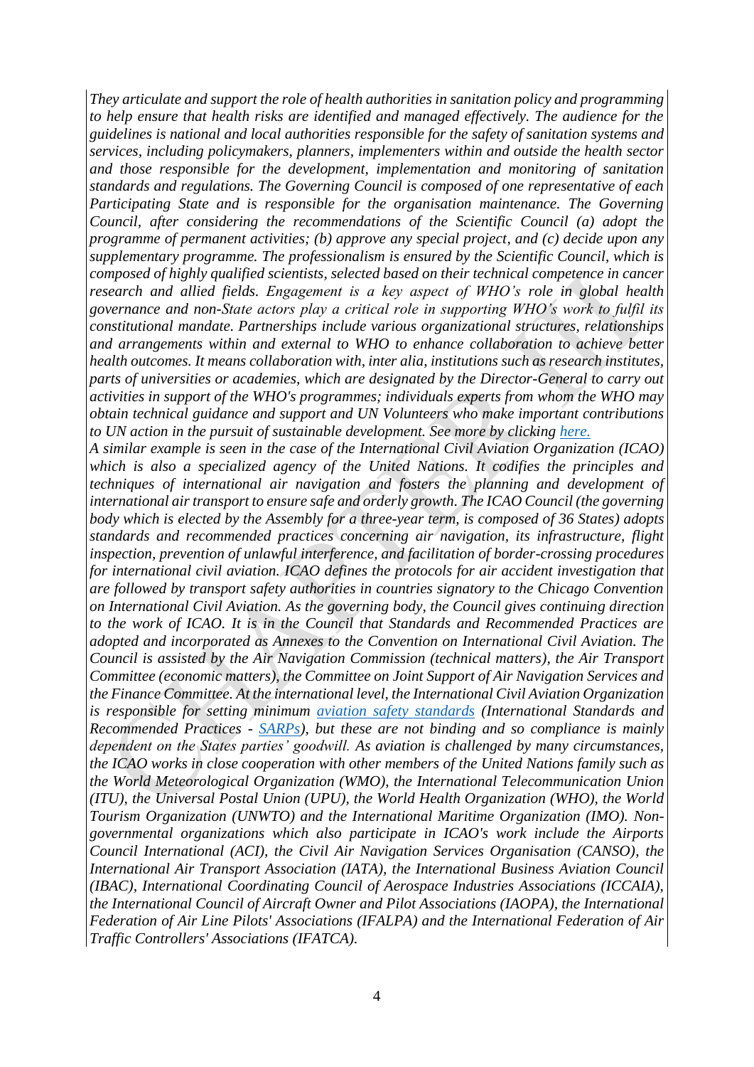*They articulate and support the role of health authorities in sanitation policy and programming to help ensure that health risks are identified and managed effectively. The audience for the guidelines is national and local authorities responsible for the safety of sanitation systems and services, including policymakers, planners, implementers within and outside the health sector and those responsible for the development, implementation and monitoring of sanitation standards and regulations. The Governing Council is composed of one representative of each Participating State and is responsible for the organisation maintenance. The Governing Council, after considering the recommendations of the Scientific Council (a) adopt the programme of permanent activities; (b) approve any special project, and (c) decide upon any supplementary programme. The professionalism is ensured by the Scientific Council, which is composed of highly qualified scientists, selected based on their technical competence in cancer research and allied fields. Engagement is a key aspect of WHO's role in global health governance and non-State actors play a critical role in supporting WHO's work to fulfil its constitutional mandate. Partnerships include various organizational structures, relationships and arrangements within and external to WHO to enhance collaboration to achieve better health outcomes. It means collaboration with, inter alia, institutions such as research institutes, parts of universities or academies, which are designated by the Director-General to carry out activities in support of the WHO's programmes; individuals experts from whom the WHO may obtain technical guidance and support and UN Volunteers who make important contributions to UN action in the pursuit of sustainable development. See more by clicking [here.]()*

*A similar example is seen in the case of the International Civil Aviation Organization (ICAO) which is also a specialized agency of the United Nations. It codifies the principles and techniques of international air navigation and fosters the planning and development of international air transport to ensure safe and orderly growth. The ICAO Council (the governing body which is elected by the Assembly for a three-year term, is composed of 36 States) adopts standards and recommended practices concerning air navigation, its infrastructure, flight inspection, prevention of unlawful interference, and facilitation of border-crossing procedures for international civil aviation. ICAO defines the protocols for air accident investigation that are followed by transport safety authorities in countries signatory to the Chicago Convention on International Civil Aviation. As the governing body, the Council gives continuing direction to the work of ICAO. It is in the Council that Standards and Recommended Practices are adopted and incorporated as Annexes to the Convention on International Civil Aviation. The Council is assisted by the Air Navigation Commission (technical matters), the Air Transport Committee (economic matters), the Committee on Joint Support of Air Navigation Services and the Finance Committee. At the international level, the International Civil Aviation Organization is responsible for setting minimum [aviation safety standards]() (International Standards and Recommended Practices - [SARPs]()), but these are not binding and so compliance is mainly dependent on the States parties' goodwill. As aviation is challenged by many circumstances, the ICAO works in close cooperation with other members of the United Nations family such as the World Meteorological Organization (WMO), the International Telecommunication Union (ITU), the Universal Postal Union (UPU), the World Health Organization (WHO), the World Tourism Organization (UNWTO) and the International Maritime Organization (IMO). Non-governmental organizations which also participate in ICAO's work include the Airports Council International (ACI), the Civil Air Navigation Services Organisation (CANSO), the International Air Transport Association (IATA), the International Business Aviation Council (IBAC), International Coordinating Council of Aerospace Industries Associations (ICCAIA), the International Council of Aircraft Owner and Pilot Associations (IAOPA), the International Federation of Air Line Pilots' Associations (IFALPA) and the International Federation of Air Traffic Controllers' Associations (IFATCA).*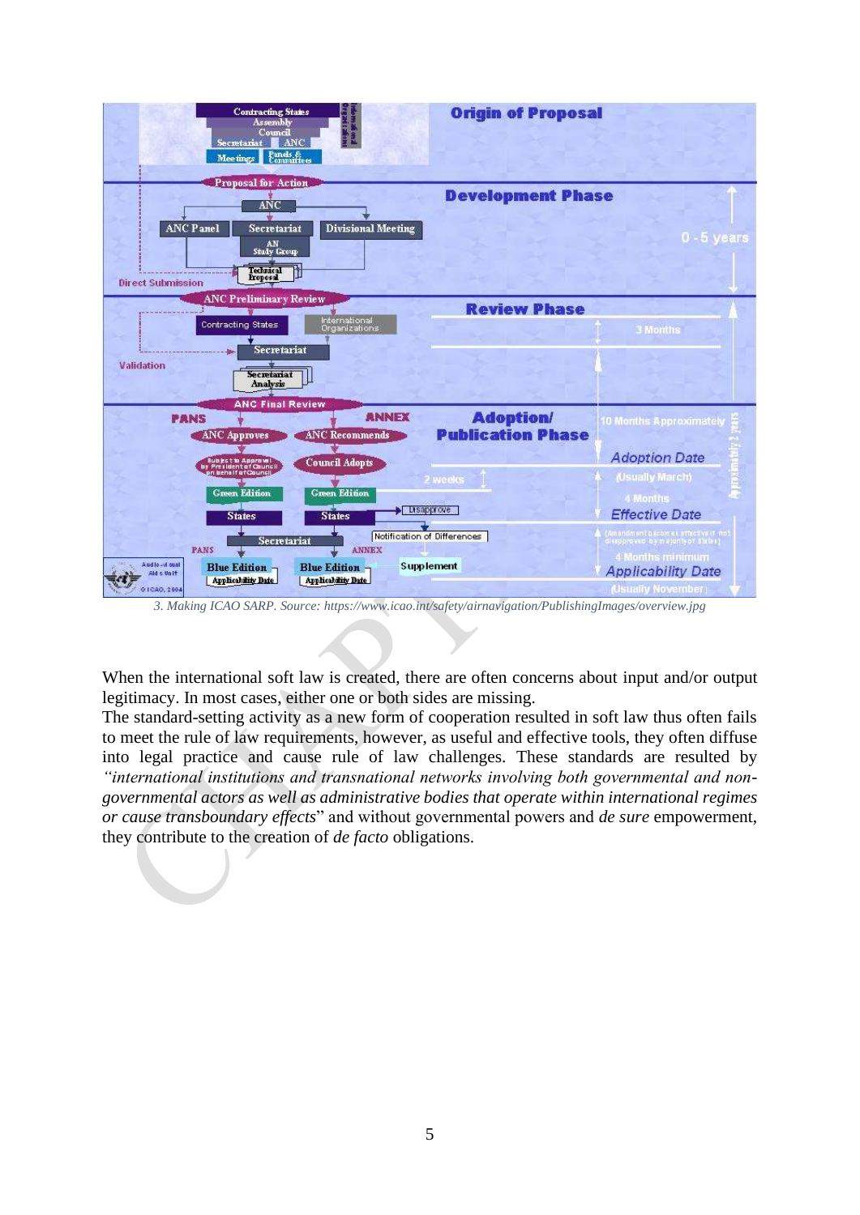3. Making ICAO SARP. Source: https://www.icao.int/safety/airnavigation/PublishingImages/overview.jpg

When the international soft law is created, there are often concerns about input and/or output legitimacy. In most cases, either one or both sides are missing.

The standard-setting activity as a new form of cooperation resulted in soft law thus often fails to meet the rule of law requirements, however, as useful and effective tools, they often diffuse into legal practice and cause rule of law challenges. These standards are resulted by *"international institutions and transnational networks involving both governmental and non-governmental actors as well as administrative bodies that operate within international regimes or cause transboundary effects*" and without governmental powers and *de sure* empowerment, they contribute to the creation of *de facto* obligations.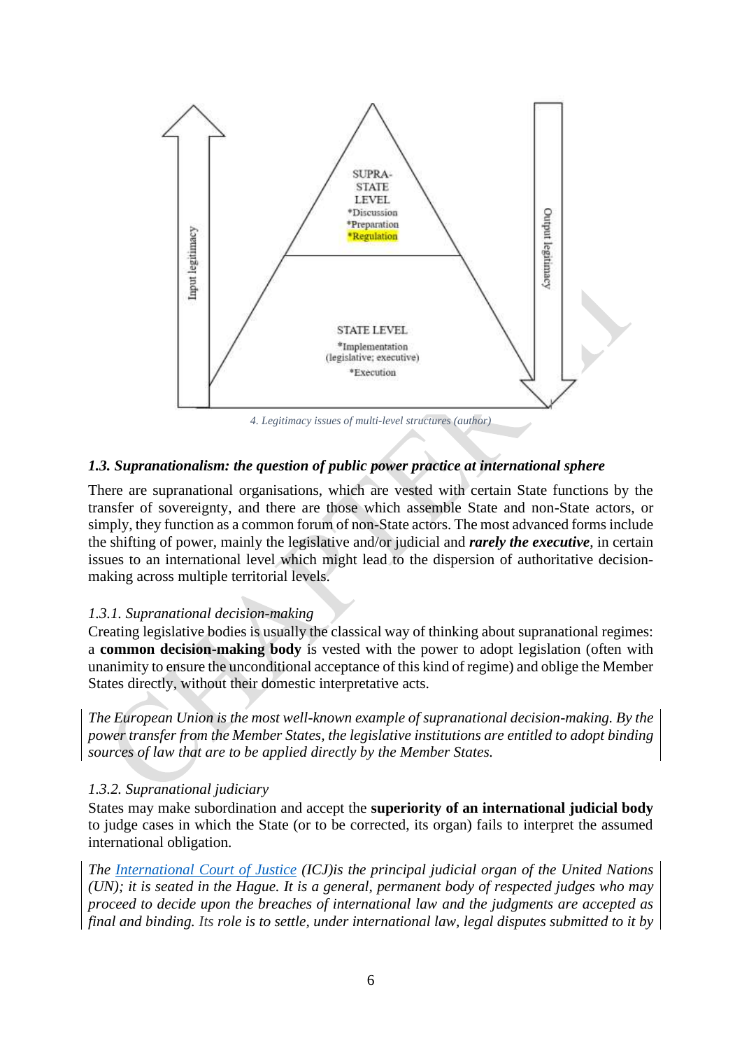SUPRA-STATE LEVEL
*Discussion
*Preparation
*Regulation

STATE LEVEL
*Implementation (legislative; executive)
*Execution

Input legitimacy

Output legitimacy

4. Legitimacy issues of multi-level structures (author)

### *1.3. Supranationalism: the question of public power practice at international sphere*

There are supranational organisations, which are vested with certain State functions by the transfer of sovereignty, and there are those which assemble State and non-State actors, or simply, they function as a common forum of non-State actors. The most advanced forms include the shifting of power, mainly the legislative and/or judicial and ***rarely the executive***, in certain issues to an international level which might lead to the dispersion of authoritative decision-making across multiple territorial levels.

#### *1.3.1. Supranational decision-making*

Creating legislative bodies is usually the classical way of thinking about supranational regimes: a **common decision-making body** is vested with the power to adopt legislation (often with unanimity to ensure the unconditional acceptance of this kind of regime) and oblige the Member States directly, without their domestic interpretative acts.

*The European Union is the most well-known example of supranational decision-making. By the power transfer from the Member States, the legislative institutions are entitled to adopt binding sources of law that are to be applied directly by the Member States.*

#### *1.3.2. Supranational judiciary*

States may make subordination and accept the **superiority of an international judicial body** to judge cases in which the State (or to be corrected, its organ) fails to interpret the assumed international obligation.

*The International Court of Justice (ICJ)is the principal judicial organ of the United Nations (UN); it is seated in the Hague. It is a general, permanent body of respected judges who may proceed to decide upon the breaches of international law and the judgments are accepted as final and binding. Its role is to settle, under international law, legal disputes submitted to it by*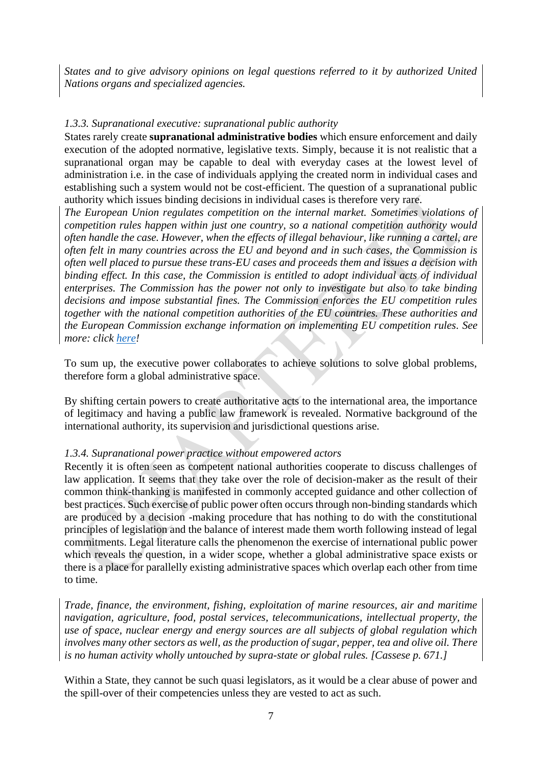*States and to give advisory opinions on legal questions referred to it by authorized United Nations organs and specialized agencies.*

### *1.3.3. Supranational executive: supranational public authority*

States rarely create **supranational administrative bodies** which ensure enforcement and daily execution of the adopted normative, legislative texts. Simply, because it is not realistic that a supranational organ may be capable to deal with everyday cases at the lowest level of administration i.e. in the case of individuals applying the created norm in individual cases and establishing such a system would not be cost-efficient. The question of a supranational public authority which issues binding decisions in individual cases is therefore very rare.

*The European Union regulates competition on the internal market. Sometimes violations of competition rules happen within just one country, so a national competition authority would often handle the case. However, when the effects of illegal behaviour, like running a cartel, are often felt in many countries across the EU and beyond and in such cases, the Commission is often well placed to pursue these trans-EU cases and proceeds them and issues a decision with binding effect. In this case, the Commission is entitled to adopt individual acts of individual enterprises. The Commission has the power not only to investigate but also to take binding decisions and impose substantial fines. The Commission enforces the EU competition rules together with the national competition authorities of the EU countries. These authorities and the European Commission exchange information on implementing EU competition rules. See more: click here!*

To sum up, the executive power collaborates to achieve solutions to solve global problems, therefore form a global administrative space.

By shifting certain powers to create authoritative acts to the international area, the importance of legitimacy and having a public law framework is revealed. Normative background of the international authority, its supervision and jurisdictional questions arise.

### *1.3.4. Supranational power practice without empowered actors*

Recently it is often seen as competent national authorities cooperate to discuss challenges of law application. It seems that they take over the role of decision-maker as the result of their common think-thanking is manifested in commonly accepted guidance and other collection of best practices. Such exercise of public power often occurs through non-binding standards which are produced by a decision -making procedure that has nothing to do with the constitutional principles of legislation and the balance of interest made them worth following instead of legal commitments. Legal literature calls the phenomenon the exercise of international public power which reveals the question, in a wider scope, whether a global administrative space exists or there is a place for parallelly existing administrative spaces which overlap each other from time to time.

*Trade, finance, the environment, fishing, exploitation of marine resources, air and maritime navigation, agriculture, food, postal services, telecommunications, intellectual property, the use of space, nuclear energy and energy sources are all subjects of global regulation which involves many other sectors as well, as the production of sugar, pepper, tea and olive oil. There is no human activity wholly untouched by supra-state or global rules. [Cassese p. 671.]*

Within a State, they cannot be such quasi legislators, as it would be a clear abuse of power and the spill-over of their competencies unless they are vested to act as such.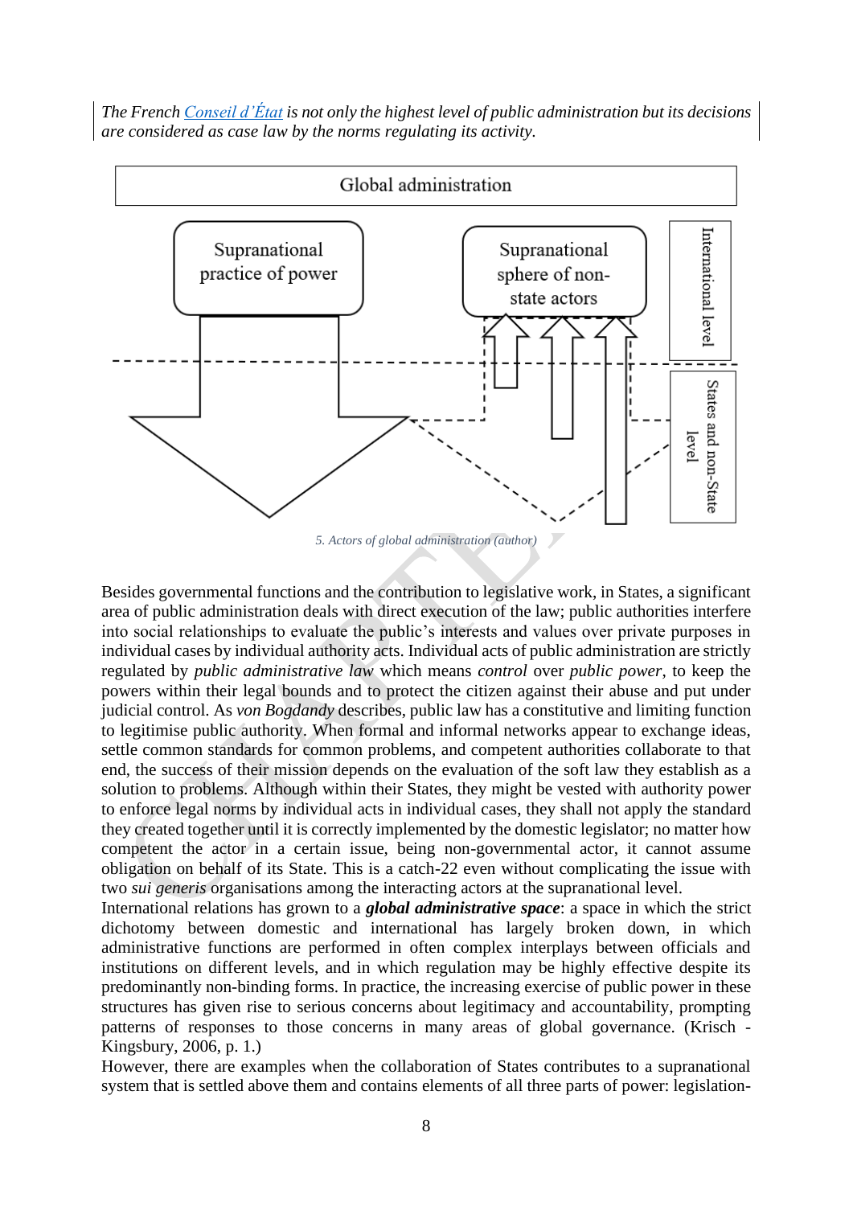*The French [Conseil d'État](#) is not only the highest level of public administration but its decisions are considered as case law by the norms regulating its activity.*

Global administration

Supranational practice of power

Supranational sphere of non-state actors

International level

States and non-State level

5. Actors of global administration (author)

Besides governmental functions and the contribution to legislative work, in States, a significant area of public administration deals with direct execution of the law; public authorities interfere into social relationships to evaluate the public's interests and values over private purposes in individual cases by individual authority acts. Individual acts of public administration are strictly regulated by *public administrative law* which means *control* over *public power*, to keep the powers within their legal bounds and to protect the citizen against their abuse and put under judicial control. As *von Bogdandy* describes, public law has a constitutive and limiting function to legitimise public authority. When formal and informal networks appear to exchange ideas, settle common standards for common problems, and competent authorities collaborate to that end, the success of their mission depends on the evaluation of the soft law they establish as a solution to problems. Although within their States, they might be vested with authority power to enforce legal norms by individual acts in individual cases, they shall not apply the standard they created together until it is correctly implemented by the domestic legislator; no matter how competent the actor in a certain issue, being non-governmental actor, it cannot assume obligation on behalf of its State. This is a catch-22 even without complicating the issue with two *sui generis* organisations among the interacting actors at the supranational level.

International relations has grown to a ***global administrative space***: a space in which the strict dichotomy between domestic and international has largely broken down, in which administrative functions are performed in often complex interplays between officials and institutions on different levels, and in which regulation may be highly effective despite its predominantly non-binding forms. In practice, the increasing exercise of public power in these structures has given rise to serious concerns about legitimacy and accountability, prompting patterns of responses to those concerns in many areas of global governance. (Krisch - Kingsbury, 2006, p. 1.)

However, there are examples when the collaboration of States contributes to a supranational system that is settled above them and contains elements of all three parts of power: legislation-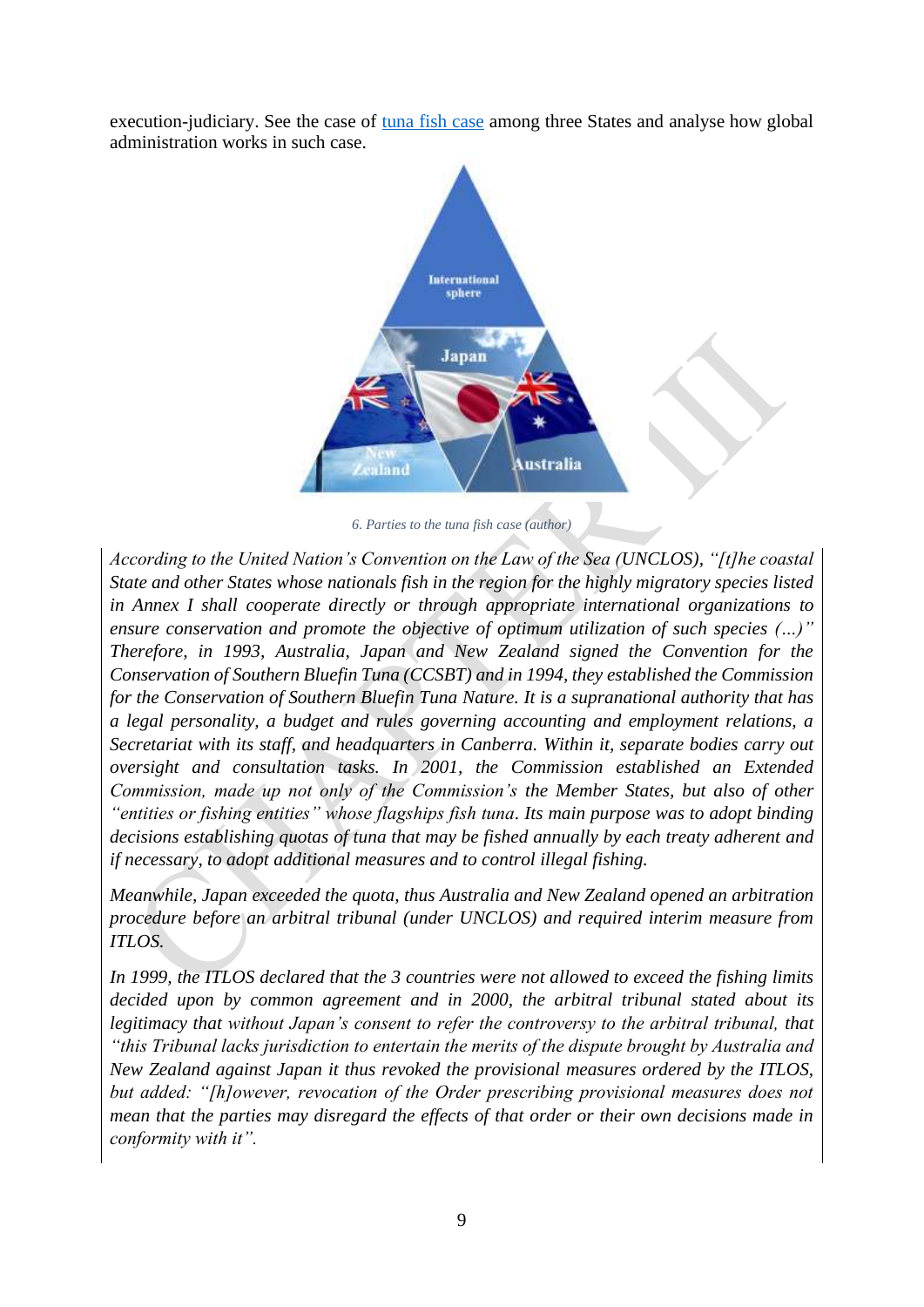execution-judiciary. See the case of [tuna fish case](#) among three States and analyse how global administration works in such case.

*6. Parties to the tuna fish case (author)*

*According to the United Nation's Convention on the Law of the Sea (UNCLOS), "[t]he coastal State and other States whose nationals fish in the region for the highly migratory species listed in Annex I shall cooperate directly or through appropriate international organizations to ensure conservation and promote the objective of optimum utilization of such species (...)" Therefore, in 1993, Australia, Japan and New Zealand signed the Convention for the Conservation of Southern Bluefin Tuna (CCSBT) and in 1994, they established the Commission for the Conservation of Southern Bluefin Tuna Nature. It is a supranational authority that has a legal personality, a budget and rules governing accounting and employment relations, a Secretariat with its staff, and headquarters in Canberra. Within it, separate bodies carry out oversight and consultation tasks. In 2001, the Commission established an Extended Commission, made up not only of the Commission's the Member States, but also of other "entities or fishing entities" whose flagships fish tuna. Its main purpose was to adopt binding decisions establishing quotas of tuna that may be fished annually by each treaty adherent and if necessary, to adopt additional measures and to control illegal fishing.*

*Meanwhile, Japan exceeded the quota, thus Australia and New Zealand opened an arbitration procedure before an arbitral tribunal (under UNCLOS) and required interim measure from ITLOS.*

*In 1999, the ITLOS declared that the 3 countries were not allowed to exceed the fishing limits decided upon by common agreement and in 2000, the arbitral tribunal stated about its legitimacy that without Japan's consent to refer the controversy to the arbitral tribunal, that "this Tribunal lacks jurisdiction to entertain the merits of the dispute brought by Australia and New Zealand against Japan it thus revoked the provisional measures ordered by the ITLOS, but added: "[h]owever, revocation of the Order prescribing provisional measures does not mean that the parties may disregard the effects of that order or their own decisions made in conformity with it".*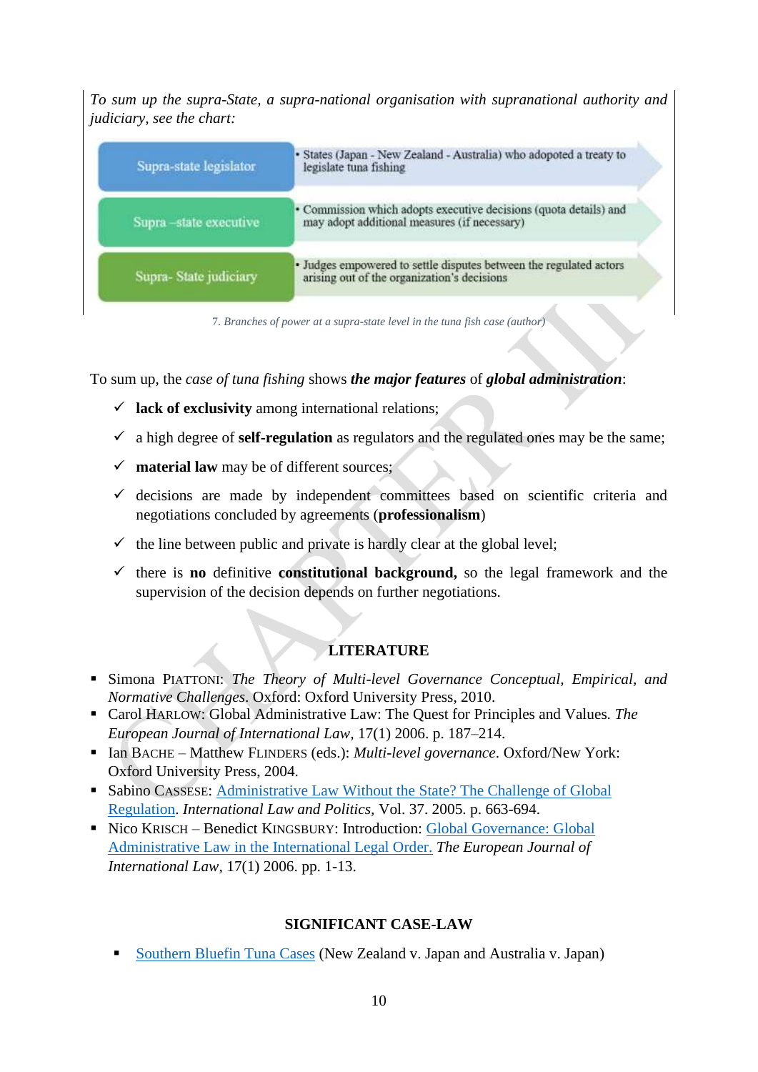*To sum up the supra-State, a supra-national organisation with supranational authority and judiciary, see the chart:*

| | |
|---|---|
| Supra-state legislator | • States (Japan - New Zealand - Australia) who adopoted a treaty to legislate tuna fishing |
| Supra –state executive | • Commission which adopts executive decisions (quota details) and may adopt additional measures (if necessary) |
| Supra- State judiciary | • Judges empowered to settle disputes between the regulated actors arising out of the organization's decisions |

7. *Branches of power at a supra-state level in the tuna fish case (author)*

To sum up, the *case of tuna fishing* shows ***the major features*** of ***global administration***:

- ✓ **lack of exclusivity** among international relations;
- ✓ a high degree of **self-regulation** as regulators and the regulated ones may be the same;
- ✓ **material law** may be of different sources;
- ✓ decisions are made by independent committees based on scientific criteria and negotiations concluded by agreements (**professionalism**)
- ✓ the line between public and private is hardly clear at the global level;
- ✓ there is **no** definitive **constitutional background,** so the legal framework and the supervision of the decision depends on further negotiations.

## LITERATURE

- Simona PIATTONI: *The Theory of Multi-level Governance Conceptual, Empirical, and Normative Challenges*. Oxford: Oxford University Press, 2010.
- Carol HARLOW: Global Administrative Law: The Quest for Principles and Values. *The European Journal of International Law,* 17(1) 2006. p. 187–214.
- Ian BACHE – Matthew FLINDERS (eds.): *Multi-level governance*. Oxford/New York: Oxford University Press, 2004.
- Sabino CASSESE: Administrative Law Without the State? The Challenge of Global Regulation. *International Law and Politics,* Vol. 37. 2005. p. 663-694.
- Nico KRISCH – Benedict KINGSBURY: Introduction: Global Governance: Global Administrative Law in the International Legal Order. *The European Journal of International Law*, 17(1) 2006. pp. 1-13.

## SIGNIFICANT CASE-LAW

- Southern Bluefin Tuna Cases (New Zealand v. Japan and Australia v. Japan)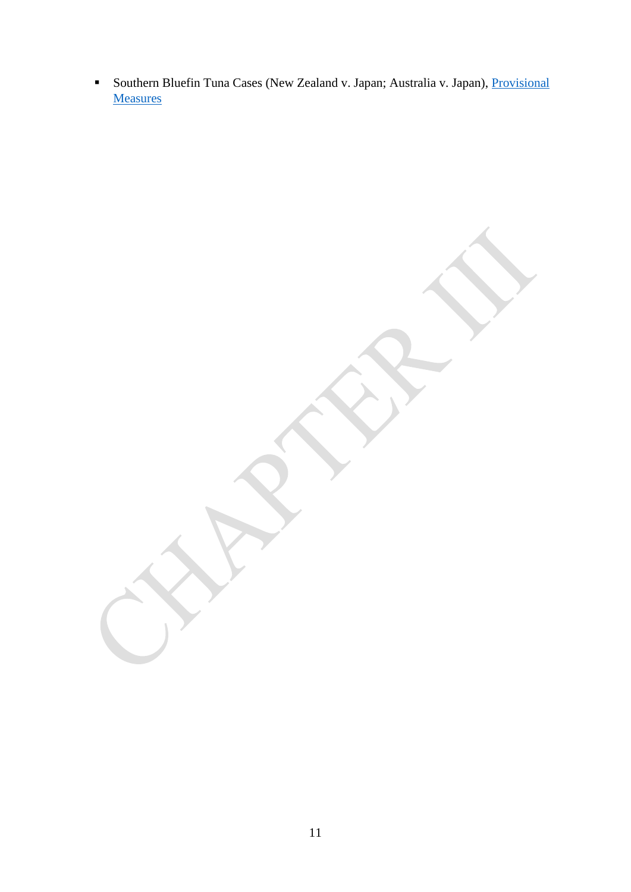- Southern Bluefin Tuna Cases (New Zealand v. Japan; Australia v. Japan), Provisional Measures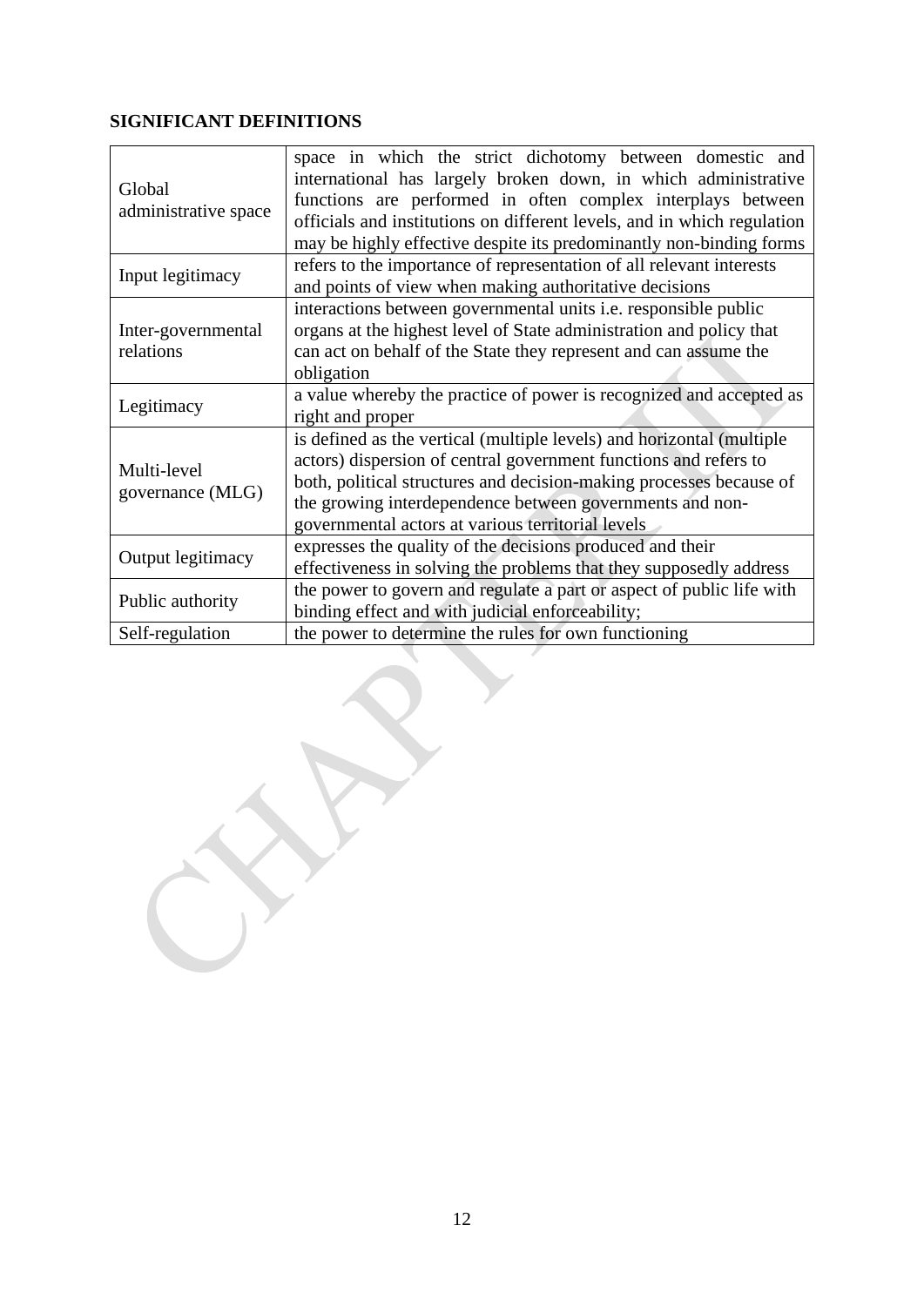**SIGNIFICANT DEFINITIONS**

| | |
|---|---|
| Global administrative space | space in which the strict dichotomy between domestic and international has largely broken down, in which administrative functions are performed in often complex interplays between officials and institutions on different levels, and in which regulation may be highly effective despite its predominantly non-binding forms |
| Input legitimacy | refers to the importance of representation of all relevant interests and points of view when making authoritative decisions |
| Inter-governmental relations | interactions between governmental units i.e. responsible public organs at the highest level of State administration and policy that can act on behalf of the State they represent and can assume the obligation |
| Legitimacy | a value whereby the practice of power is recognized and accepted as right and proper |
| Multi-level governance (MLG) | is defined as the vertical (multiple levels) and horizontal (multiple actors) dispersion of central government functions and refers to both, political structures and decision-making processes because of the growing interdependence between governments and non-governmental actors at various territorial levels |
| Output legitimacy | expresses the quality of the decisions produced and their effectiveness in solving the problems that they supposedly address |
| Public authority | the power to govern and regulate a part or aspect of public life with binding effect and with judicial enforceability; |
| Self-regulation | the power to determine the rules for own functioning |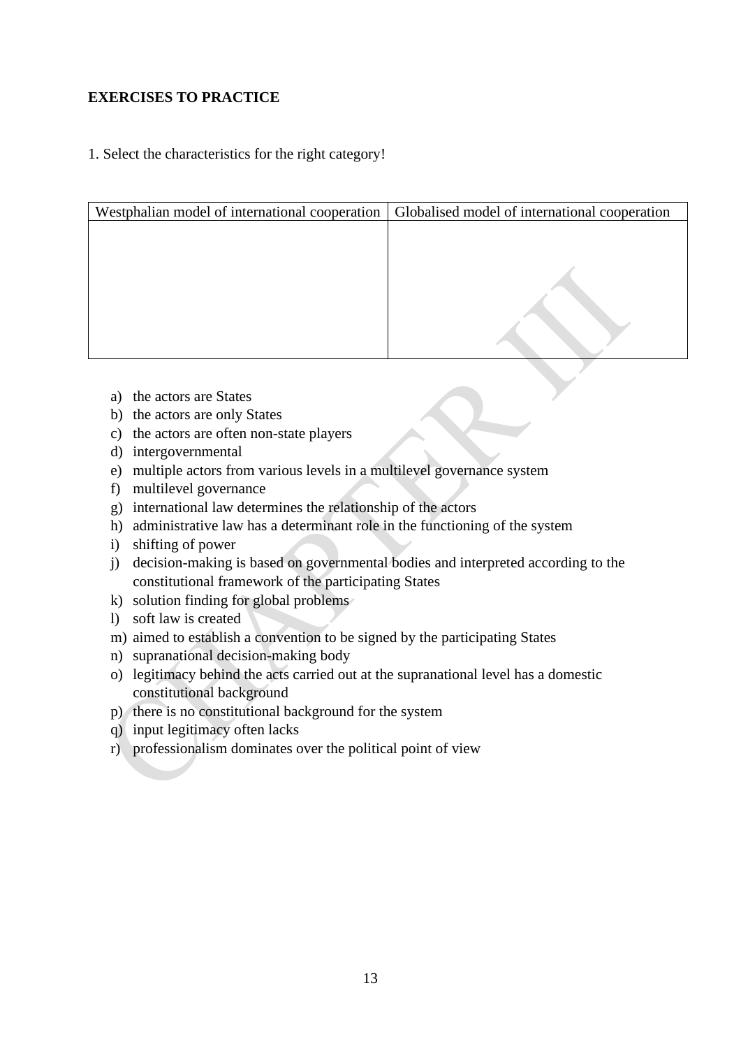**EXERCISES TO PRACTICE**

1. Select the characteristics for the right category!

| Westphalian model of international cooperation | Globalised model of international cooperation |
| --- | --- |
| | |

a) the actors are States
b) the actors are only States
c) the actors are often non-state players
d) intergovernmental
e) multiple actors from various levels in a multilevel governance system
f) multilevel governance
g) international law determines the relationship of the actors
h) administrative law has a determinant role in the functioning of the system
i) shifting of power
j) decision-making is based on governmental bodies and interpreted according to the constitutional framework of the participating States
k) solution finding for global problems
l) soft law is created
m) aimed to establish a convention to be signed by the participating States
n) supranational decision-making body
o) legitimacy behind the acts carried out at the supranational level has a domestic constitutional background
p) there is no constitutional background for the system
q) input legitimacy often lacks
r) professionalism dominates over the political point of view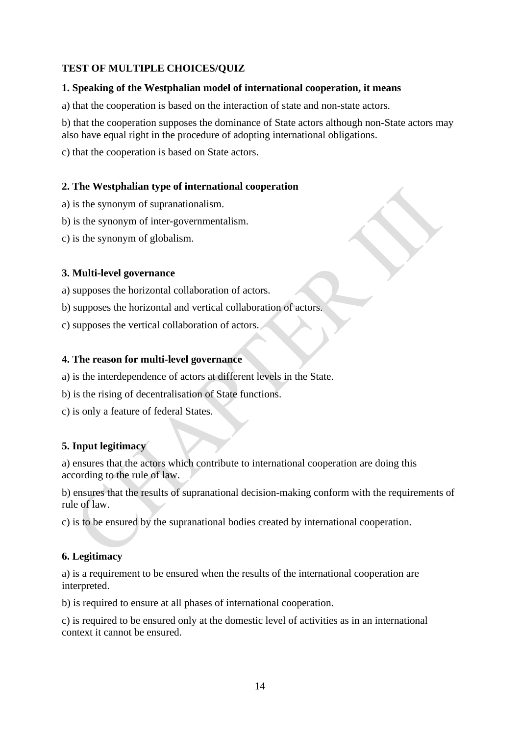**TEST OF MULTIPLE CHOICES/QUIZ**

**1. Speaking of the Westphalian model of international cooperation, it means**

a) that the cooperation is based on the interaction of state and non-state actors.

b) that the cooperation supposes the dominance of State actors although non-State actors may also have equal right in the procedure of adopting international obligations.

c) that the cooperation is based on State actors.

**2. The Westphalian type of international cooperation**

a) is the synonym of supranationalism.

b) is the synonym of inter-governmentalism.

c) is the synonym of globalism.

**3. Multi-level governance**

a) supposes the horizontal collaboration of actors.

b) supposes the horizontal and vertical collaboration of actors.

c) supposes the vertical collaboration of actors.

**4. The reason for multi-level governance**

a) is the interdependence of actors at different levels in the State.

b) is the rising of decentralisation of State functions.

c) is only a feature of federal States.

**5. Input legitimacy**

a) ensures that the actors which contribute to international cooperation are doing this according to the rule of law.

b) ensures that the results of supranational decision-making conform with the requirements of rule of law.

c) is to be ensured by the supranational bodies created by international cooperation.

**6. Legitimacy**

a) is a requirement to be ensured when the results of the international cooperation are interpreted.

b) is required to ensure at all phases of international cooperation.

c) is required to be ensured only at the domestic level of activities as in an international context it cannot be ensured.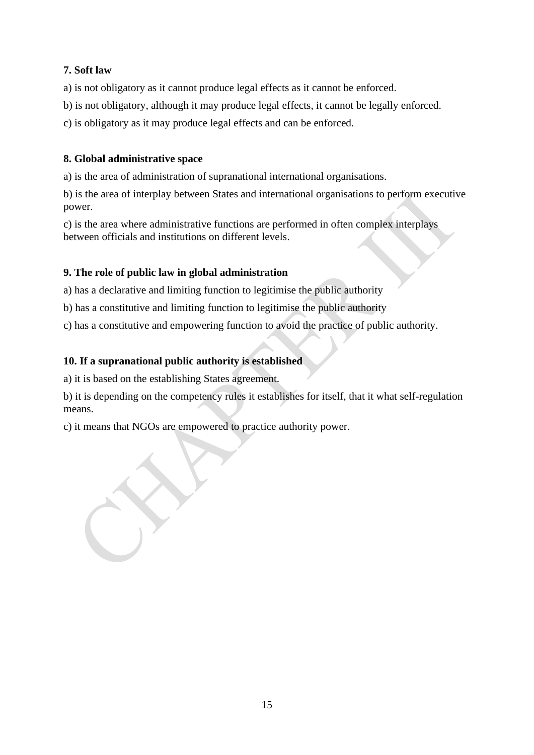**7. Soft law**

a) is not obligatory as it cannot produce legal effects as it cannot be enforced.

b) is not obligatory, although it may produce legal effects, it cannot be legally enforced.

c) is obligatory as it may produce legal effects and can be enforced.

**8. Global administrative space**

a) is the area of administration of supranational international organisations.

b) is the area of interplay between States and international organisations to perform executive power.

c) is the area where administrative functions are performed in often complex interplays between officials and institutions on different levels.

**9. The role of public law in global administration**

a) has a declarative and limiting function to legitimise the public authority

b) has a constitutive and limiting function to legitimise the public authority

c) has a constitutive and empowering function to avoid the practice of public authority.

**10. If a supranational public authority is established**

a) it is based on the establishing States agreement.

b) it is depending on the competency rules it establishes for itself, that it what self-regulation means.

c) it means that NGOs are empowered to practice authority power.